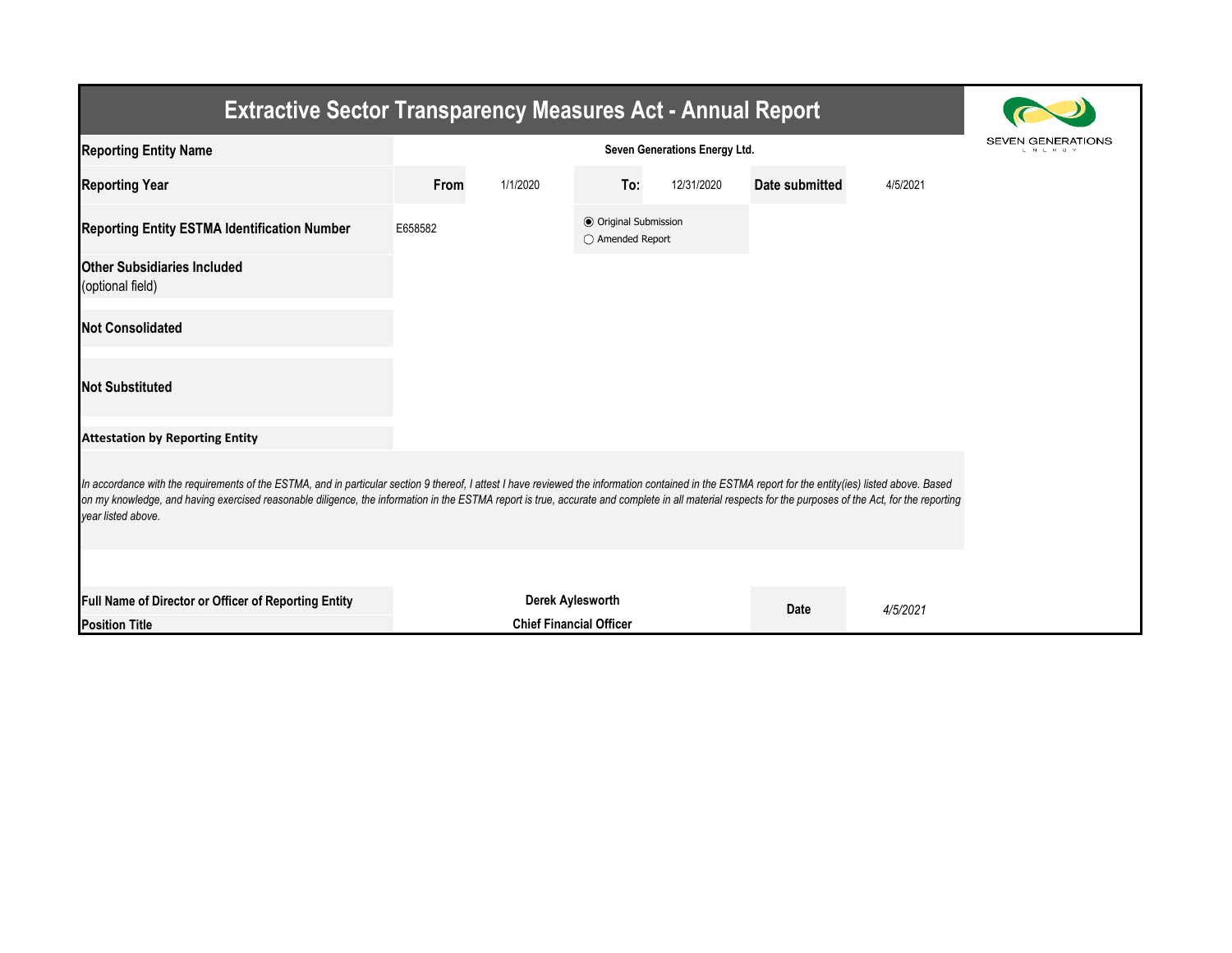# Extractive Sector Transparency Measures Act - Annual Report

SEVEN GENERATIONS ENERGY

| | | | | | | |
|---|---|---|---|---|---|---|
| **Reporting Entity Name** | Seven Generations Energy Ltd. | | | | | |
| **Reporting Year** | **From** | 1/1/2020 | **To:** | 12/31/2020 | **Date submitted** | 4/5/2021 |
| **Reporting Entity ESTMA Identification Number** | E658582 | | ◉ Original Submission ◯ Amended Report | | | |
| **Other Subsidiaries Included** (optional field) | | | | | | |
| **Not Consolidated** | | | | | | |
| **Not Substituted** | | | | | | |

**Attestation by Reporting Entity**

*In accordance with the requirements of the ESTMA, and in particular section 9 thereof, I attest I have reviewed the information contained in the ESTMA report for the entity(ies) listed above. Based on my knowledge, and having exercised reasonable diligence, the information in the ESTMA report is true, accurate and complete in all material respects for the purposes of the Act, for the reporting year listed above.*

| | | | |
|---|---|---|---|
| **Full Name of Director or Officer of Reporting Entity** | **Derek Aylesworth** | **Date** | *4/5/2021* |
| **Position Title** | **Chief Financial Officer** | | |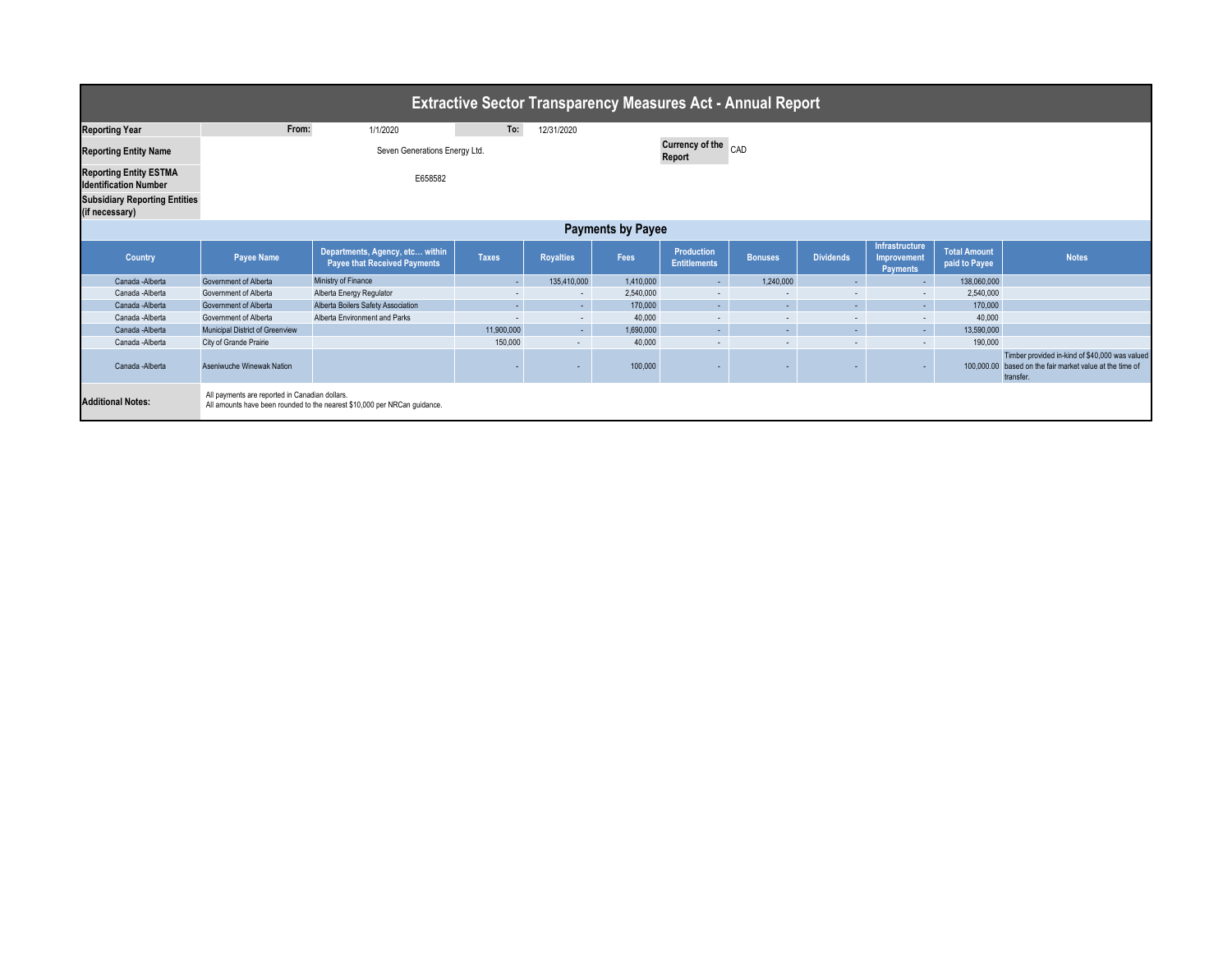# Extractive Sector Transparency Measures Act - Annual Report

| | | | | |
|---|---|---|---|---|
| **Reporting Year** | From: | 1/1/2020 | To: | 12/31/2020 |
| **Reporting Entity Name** | Seven Generations Energy Ltd. | | **Currency of the Report** | CAD |
| **Reporting Entity ESTMA Identification Number** | E658582 | | | |
| **Subsidiary Reporting Entities (if necessary)** | | | | |

## Payments by Payee

| Country | Payee Name | Departments, Agency, etc... within Payee that Received Payments | Taxes | Royalties | Fees | Production Entitlements | Bonuses | Dividends | Infrastructure Improvement Payments | Total Amount paid to Payee | Notes |
|---|---|---|---|---|---|---|---|---|---|---|---|
| Canada -Alberta | Government of Alberta | Ministry of Finance | - | 135,410,000 | 1,410,000 | - | 1,240,000 | - | - | 138,060,000 | |
| Canada -Alberta | Government of Alberta | Alberta Energy Regulator | - | - | 2,540,000 | - | - | - | - | 2,540,000 | |
| Canada -Alberta | Government of Alberta | Alberta Boilers Safety Association | - | - | 170,000 | - | - | - | - | 170,000 | |
| Canada -Alberta | Government of Alberta | Alberta Environment and Parks | - | - | 40,000 | - | - | - | - | 40,000 | |
| Canada -Alberta | Municipal District of Greenview | | 11,900,000 | - | 1,690,000 | - | - | - | - | 13,590,000 | |
| Canada -Alberta | City of Grande Prairie | | 150,000 | - | 40,000 | - | - | - | - | 190,000 | |
| Canada -Alberta | Aseniwuche Winewak Nation | | - | - | 100,000 | - | - | - | - | 100,000.00 | Timber provided in-kind of $40,000 was valued based on the fair market value at the time of transfer. |

| | |
|---|---|
| **Additional Notes:** | All payments are reported in Canadian dollars.<br>All amounts have been rounded to the nearest $10,000 per NRCan guidance. |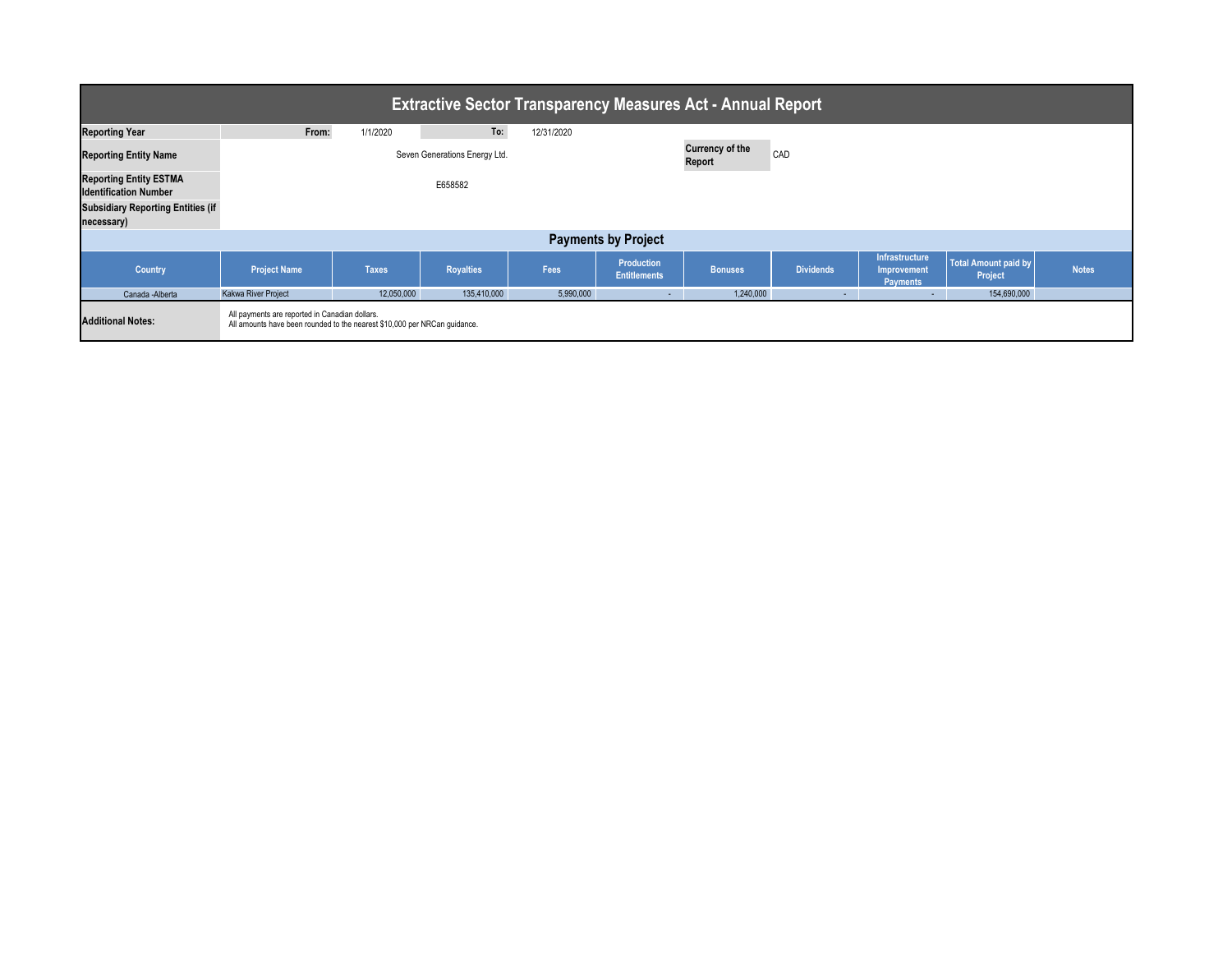# Extractive Sector Transparency Measures Act - Annual Report

| | | | | |
|---|---|---|---|---|
| **Reporting Year** | **From:** | 1/1/2020 | **To:** | 12/31/2020 |
| **Reporting Entity Name** | Seven Generations Energy Ltd. | | **Currency of the Report** | CAD |
| **Reporting Entity ESTMA Identification Number** | E658582 | | | |
| **Subsidiary Reporting Entities (if necessary)** | | | | |

## Payments by Project

| Country | Project Name | Taxes | Royalties | Fees | Production Entitlements | Bonuses | Dividends | Infrastructure Improvement Payments | Total Amount paid by Project | Notes |
|---|---|---|---|---|---|---|---|---|---|---|
| Canada -Alberta | Kakwa River Project | 12,050,000 | 135,410,000 | 5,990,000 | - | 1,240,000 | - | - | 154,690,000 | |

**Additional Notes:**

All payments are reported in Canadian dollars.
All amounts have been rounded to the nearest $10,000 per NRCan guidance.